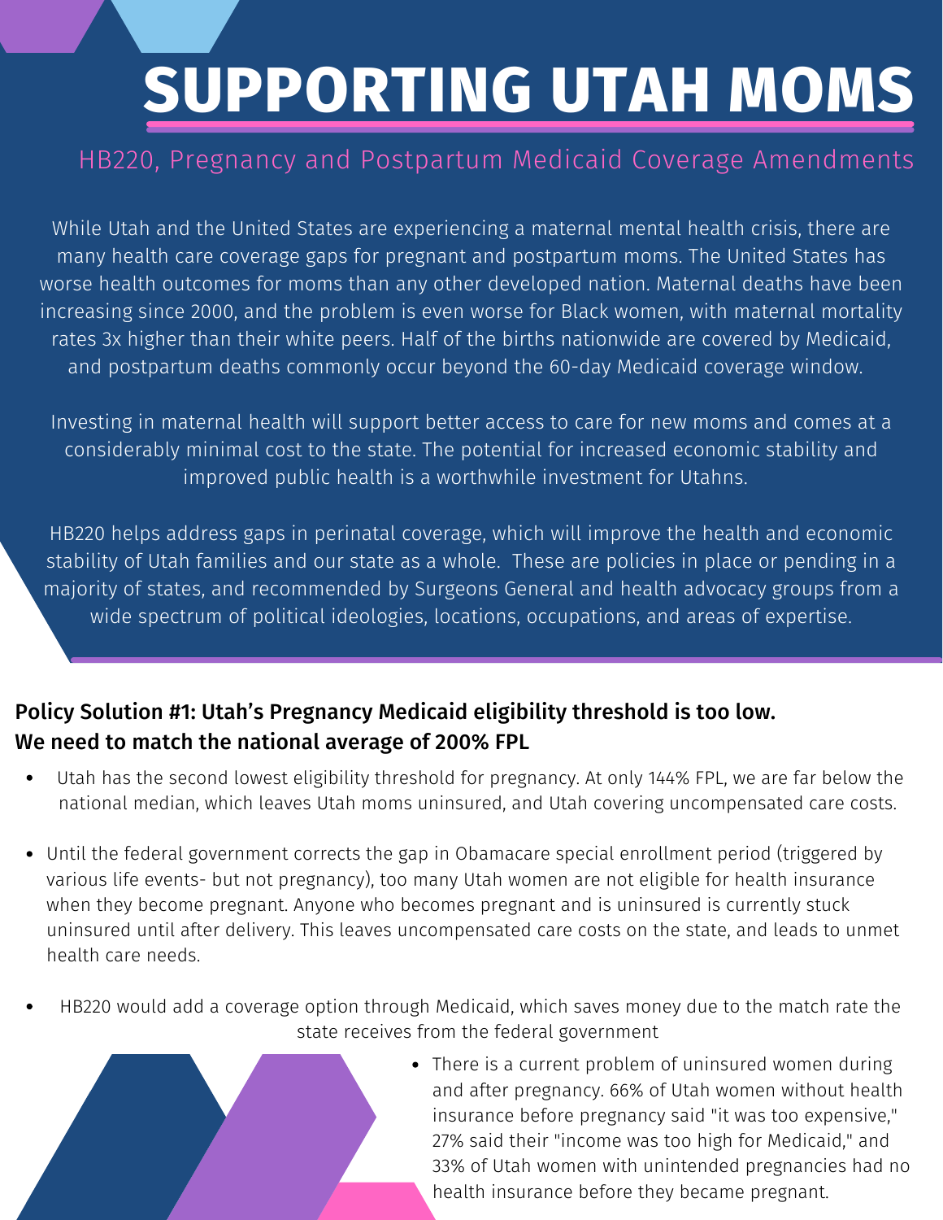# SUPPORTING UTAH MOMS

## HB220, Pregnancy and Postpartum Medicaid Coverage Amendments

While Utah and the United States are experiencing a maternal mental health crisis, there are many health care coverage gaps for pregnant and postpartum moms. The United States has worse health outcomes for moms than any other developed nation. Maternal deaths have been increasing since 2000, and the problem is even worse for Black women, with maternal mortality rates 3x higher than their white peers. Half of the births nationwide are covered by Medicaid, and postpartum deaths commonly occur beyond the 60-day Medicaid coverage window.

Investing in maternal health will support better access to care for new moms and comes at a considerably minimal cost to the state. The potential for increased economic stability and improved public health is a worthwhile investment for Utahns.

HB220 helps address gaps in perinatal coverage, which will improve the health and economic stability of Utah families and our state as a whole. These are policies in place or pending in a majority of states, and recommended by Surgeons General and health advocacy groups from a wide spectrum of political ideologies, locations, occupations, and areas of expertise.

### Policy Solution #1: Utah's Pregnancy Medicaid eligibility threshold is too low. We need to match the national average of 200% FPL

- Utah has the second lowest eligibility threshold for pregnancy. At only 144% FPL, we are far below the national median, which leaves Utah moms uninsured, and Utah covering uncompensated care costs.
- Until the federal government corrects the gap in Obamacare special enrollment period (triggered by various life events- but not pregnancy), too many Utah women are not eligible for health insurance when they become pregnant. Anyone who becomes pregnant and is uninsured is currently stuck uninsured until after delivery. This leaves uncompensated care costs on the state, and leads to unmet health care needs.
- HB220 would add a coverage option through Medicaid, which saves money due to the match rate the state receives from the federal government
- There is a current problem of uninsured women during and after pregnancy. 66% of Utah women without health insurance before pregnancy said "it was too expensive," 27% said their "income was too high for Medicaid," and 33% of Utah women with unintended pregnancies had no health insurance before they became pregnant.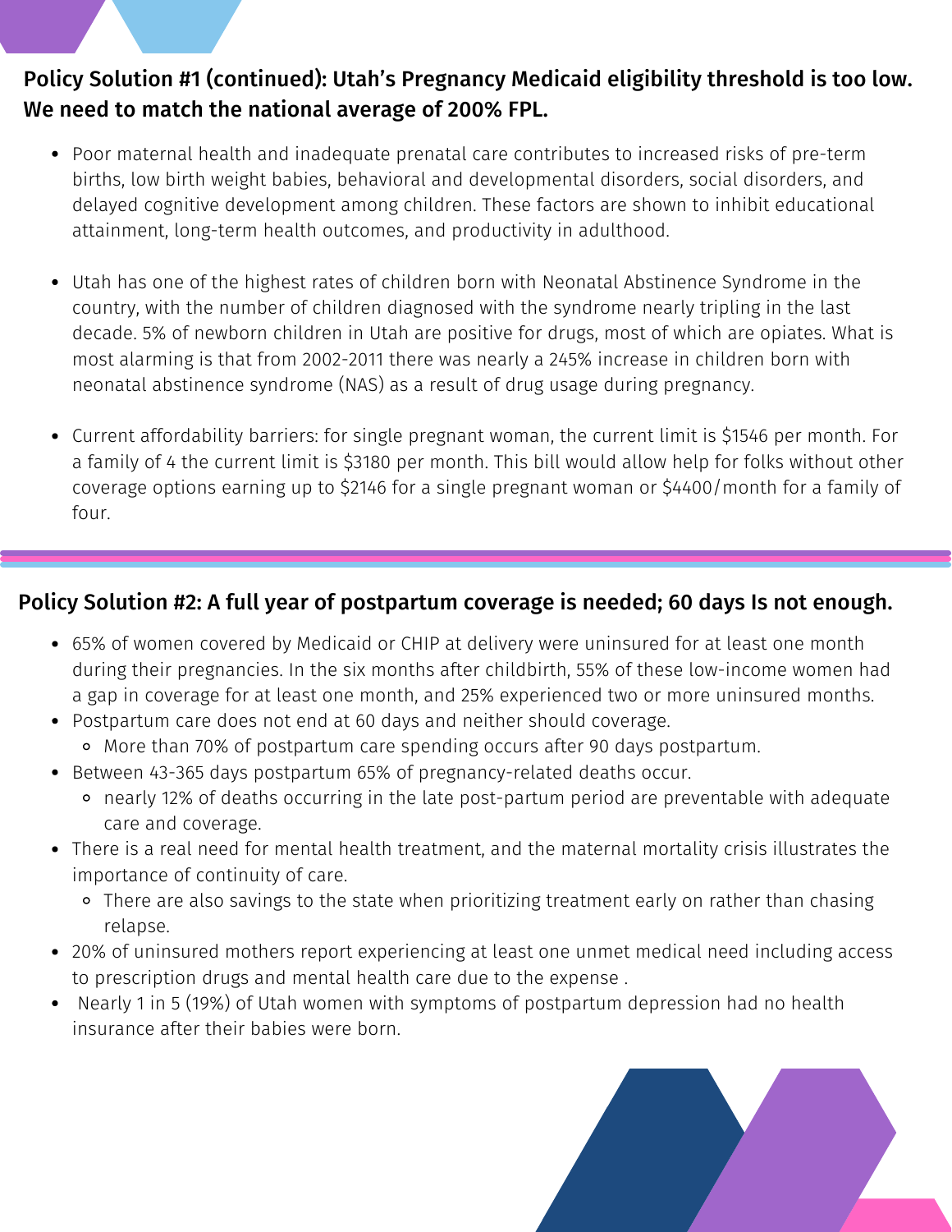## Policy Solution #1 (continued): Utah's Pregnancy Medicaid eligibility threshold is too low. We need to match the national average of 200% FPL.

- Poor maternal health and inadequate prenatal care contributes to increased risks of pre-term births, low birth weight babies, behavioral and developmental disorders, social disorders, and delayed cognitive development among children. These factors are shown to inhibit educational attainment, long-term health outcomes, and productivity in adulthood.
- Utah has one of the highest rates of children born with Neonatal Abstinence Syndrome in the country, with the number of children diagnosed with the syndrome nearly tripling in the last decade. 5% of newborn children in Utah are positive for drugs, most of which are opiates. What is most alarming is that from 2002-2011 there was nearly a 245% increase in children born with neonatal abstinence syndrome (NAS) as a result of drug usage during pregnancy.
- Current affordability barriers: for single pregnant woman, the current limit is $1546 per month. For a family of 4 the current limit is $3180 per month. This bill would allow help for folks without other coverage options earning up to $2146 for a single pregnant woman or $4400/month for a family of four.

## Policy Solution #2: A full year of postpartum coverage is needed; 60 days Is not enough.

- 65% of women covered by Medicaid or CHIP at delivery were uninsured for at least one month during their pregnancies. In the six months after childbirth, 55% of these low-income women had a gap in coverage for at least one month, and 25% experienced two or more uninsured months.
- Postpartum care does not end at 60 days and neither should coverage.
  - More than 70% of postpartum care spending occurs after 90 days postpartum.
- Between 43-365 days postpartum 65% of pregnancy-related deaths occur.
  - nearly 12% of deaths occurring in the late post-partum period are preventable with adequate care and coverage.
- There is a real need for mental health treatment, and the maternal mortality crisis illustrates the importance of continuity of care.
  - There are also savings to the state when prioritizing treatment early on rather than chasing relapse.
- 20% of uninsured mothers report experiencing at least one unmet medical need including access to prescription drugs and mental health care due to the expense .
- Nearly 1 in 5 (19%) of Utah women with symptoms of postpartum depression had no health insurance after their babies were born.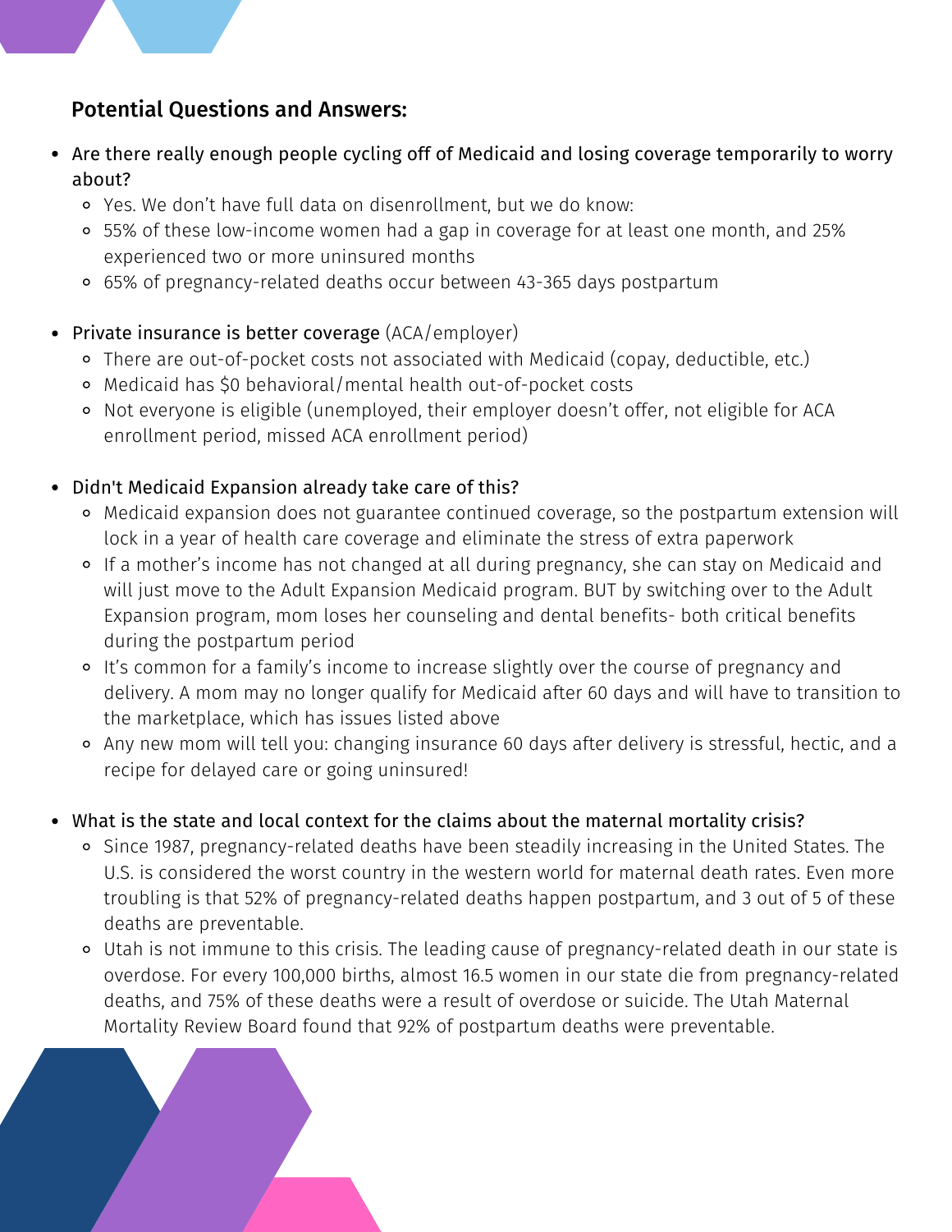## Potential Questions and Answers:

- Are there really enough people cycling off of Medicaid and losing coverage temporarily to worry about?
  - Yes. We don't have full data on disenrollment, but we do know:
  - 55% of these low-income women had a gap in coverage for at least one month, and 25% experienced two or more uninsured months
  - 65% of pregnancy-related deaths occur between 43-365 days postpartum

- Private insurance is better coverage (ACA/employer)
  - There are out-of-pocket costs not associated with Medicaid (copay, deductible, etc.)
  - Medicaid has $0 behavioral/mental health out-of-pocket costs
  - Not everyone is eligible (unemployed, their employer doesn't offer, not eligible for ACA enrollment period, missed ACA enrollment period)

- Didn't Medicaid Expansion already take care of this?
  - Medicaid expansion does not guarantee continued coverage, so the postpartum extension will lock in a year of health care coverage and eliminate the stress of extra paperwork
  - If a mother's income has not changed at all during pregnancy, she can stay on Medicaid and will just move to the Adult Expansion Medicaid program. BUT by switching over to the Adult Expansion program, mom loses her counseling and dental benefits- both critical benefits during the postpartum period
  - It's common for a family's income to increase slightly over the course of pregnancy and delivery. A mom may no longer qualify for Medicaid after 60 days and will have to transition to the marketplace, which has issues listed above
  - Any new mom will tell you: changing insurance 60 days after delivery is stressful, hectic, and a recipe for delayed care or going uninsured!

- What is the state and local context for the claims about the maternal mortality crisis?
  - Since 1987, pregnancy-related deaths have been steadily increasing in the United States. The U.S. is considered the worst country in the western world for maternal death rates. Even more troubling is that 52% of pregnancy-related deaths happen postpartum, and 3 out of 5 of these deaths are preventable.
  - Utah is not immune to this crisis. The leading cause of pregnancy-related death in our state is overdose. For every 100,000 births, almost 16.5 women in our state die from pregnancy-related deaths, and 75% of these deaths were a result of overdose or suicide. The Utah Maternal Mortality Review Board found that 92% of postpartum deaths were preventable.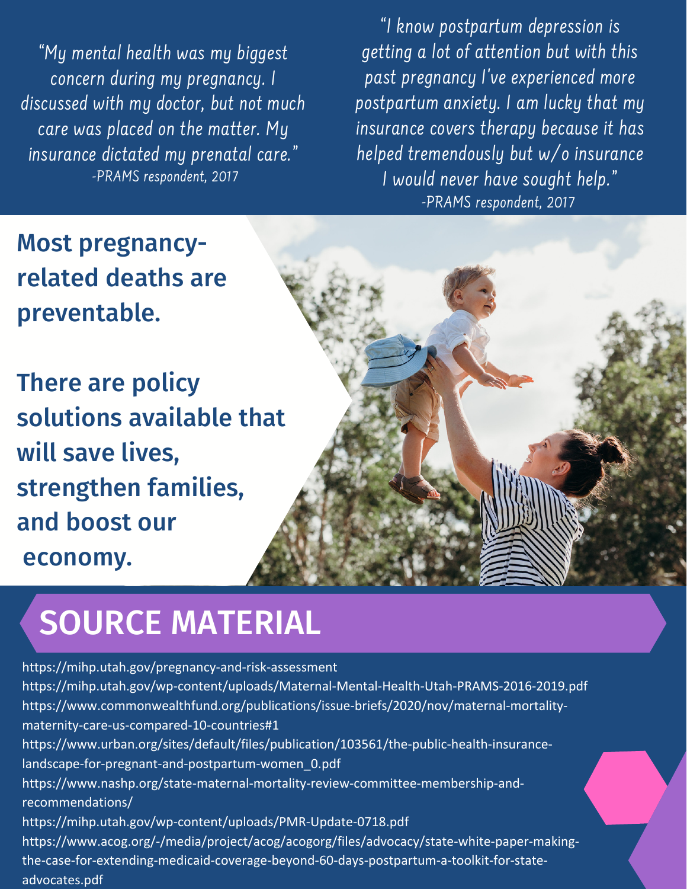"My mental health was my biggest concern during my pregnancy. I discussed with my doctor, but not much care was placed on the matter. My insurance dictated my prenatal care."
-PRAMS respondent, 2017

"I know postpartum depression is getting a lot of attention but with this past pregnancy I've experienced more postpartum anxiety. I am lucky that my insurance covers therapy because it has helped tremendously but w/o insurance I would never have sought help."
-PRAMS respondent, 2017

**Most pregnancy-related deaths are preventable.**

**There are policy solutions available that will save lives, strengthen families, and boost our economy.**

# SOURCE MATERIAL

https://mihp.utah.gov/pregnancy-and-risk-assessment
https://mihp.utah.gov/wp-content/uploads/Maternal-Mental-Health-Utah-PRAMS-2016-2019.pdf
https://www.commonwealthfund.org/publications/issue-briefs/2020/nov/maternal-mortality-maternity-care-us-compared-10-countries#1
https://www.urban.org/sites/default/files/publication/103561/the-public-health-insurance-landscape-for-pregnant-and-postpartum-women_0.pdf
https://www.nashp.org/state-maternal-mortality-review-committee-membership-and-recommendations/
https://mihp.utah.gov/wp-content/uploads/PMR-Update-0718.pdf
https://www.acog.org/-/media/project/acog/acogorg/files/advocacy/state-white-paper-making-the-case-for-extending-medicaid-coverage-beyond-60-days-postpartum-a-toolkit-for-state-advocates.pdf